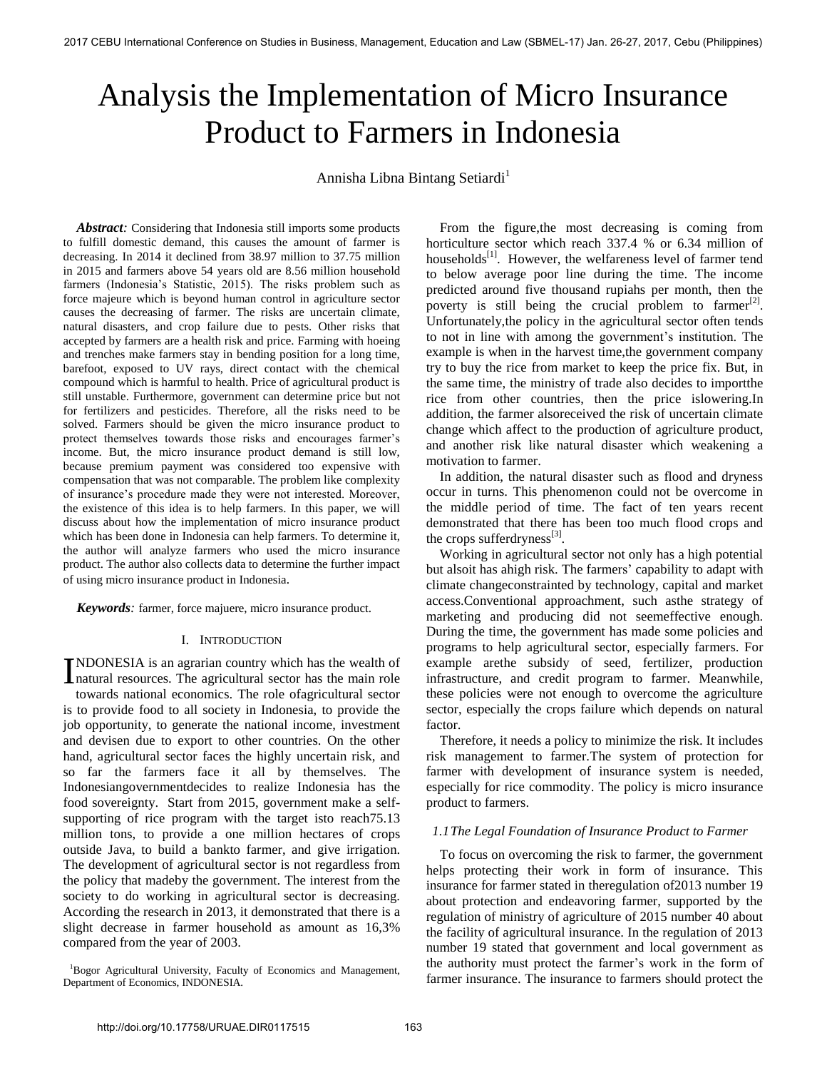# Analysis the Implementation of Micro Insurance Product to Farmers in Indonesia

Annisha Libna Bintang Setiardi[1]

***Abstract:*** Considering that Indonesia still imports some products to fulfill domestic demand, this causes the amount of farmer is decreasing. In 2014 it declined from 38.97 million to 37.75 million in 2015 and farmers above 54 years old are 8.56 million household farmers (Indonesia's Statistic, 2015). The risks problem such as force majeure which is beyond human control in agriculture sector causes the decreasing of farmer. The risks are uncertain climate, natural disasters, and crop failure due to pests. Other risks that accepted by farmers are a health risk and price. Farming with hoeing and trenches make farmers stay in bending position for a long time, barefoot, exposed to UV rays, direct contact with the chemical compound which is harmful to health. Price of agricultural product is still unstable. Furthermore, government can determine price but not for fertilizers and pesticides. Therefore, all the risks need to be solved. Farmers should be given the micro insurance product to protect themselves towards those risks and encourages farmer's income. But, the micro insurance product demand is still low, because premium payment was considered too expensive with compensation that was not comparable. The problem like complexity of insurance's procedure made they were not interested. Moreover, the existence of this idea is to help farmers. In this paper, we will discuss about how the implementation of micro insurance product which has been done in Indonesia can help farmers. To determine it, the author will analyze farmers who used the micro insurance product. The author also collects data to determine the further impact of using micro insurance product in Indonesia.

***Keywords:*** farmer, force majuere, micro insurance product.

## I. Introduction

INDONESIA is an agrarian country which has the wealth of natural resources. The agricultural sector has the main role towards national economics. The role ofagricultural sector is to provide food to all society in Indonesia, to provide the job opportunity, to generate the national income, investment and devisen due to export to other countries. On the other hand, agricultural sector faces the highly uncertain risk, and so far the farmers face it all by themselves. The Indonesiangovernmentdecides to realize Indonesia has the food sovereignty. Start from 2015, government make a self-supporting of rice program with the target isto reach75.13 million tons, to provide a one million hectares of crops outside Java, to build a bankto farmer, and give irrigation. The development of agricultural sector is not regardless from the policy that madeby the government. The interest from the society to do working in agricultural sector is decreasing. According the research in 2013, it demonstrated that there is a slight decrease in farmer household as amount as 16,3% compared from the year of 2003.

From the figure,the most decreasing is coming from horticulture sector which reach 337.4 % or 6.34 million of households[1]. However, the welfareness level of farmer tend to below average poor line during the time. The income predicted around five thousand rupiahs per month, then the poverty is still being the crucial problem to farmer[2]. Unfortunately,the policy in the agricultural sector often tends to not in line with among the government's institution. The example is when in the harvest time,the government company try to buy the rice from market to keep the price fix. But, in the same time, the ministry of trade also decides to importthe rice from other countries, then the price islowering.In addition, the farmer alsoreceived the risk of uncertain climate change which affect to the production of agriculture product, and another risk like natural disaster which weakening a motivation to farmer.

In addition, the natural disaster such as flood and dryness occur in turns. This phenomenon could not be overcome in the middle period of time. The fact of ten years recent demonstrated that there has been too much flood crops and the crops sufferdryness[3].

Working in agricultural sector not only has a high potential but alsoit has ahigh risk. The farmers' capability to adapt with climate changeconstrainted by technology, capital and market access.Conventional approachment, such asthe strategy of marketing and producing did not seemeffective enough. During the time, the government has made some policies and programs to help agricultural sector, especially farmers. For example arethe subsidy of seed, fertilizer, production infrastructure, and credit program to farmer. Meanwhile, these policies were not enough to overcome the agriculture sector, especially the crops failure which depends on natural factor.

Therefore, it needs a policy to minimize the risk. It includes risk management to farmer.The system of protection for farmer with development of insurance system is needed, especially for rice commodity. The policy is micro insurance product to farmers.

### *1.1 The Legal Foundation of Insurance Product to Farmer*

To focus on overcoming the risk to farmer, the government helps protecting their work in form of insurance. This insurance for farmer stated in theregulation of2013 number 19 about protection and endeavoring farmer, supported by the regulation of ministry of agriculture of 2015 number 40 about the facility of agricultural insurance. In the regulation of 2013 number 19 stated that government and local government as the authority must protect the farmer's work in the form of farmer insurance. The insurance to farmers should protect the

[1]Bogor Agricultural University, Faculty of Economics and Management, Department of Economics, INDONESIA.

http://doi.org/10.17758/URUAE.DIR0117515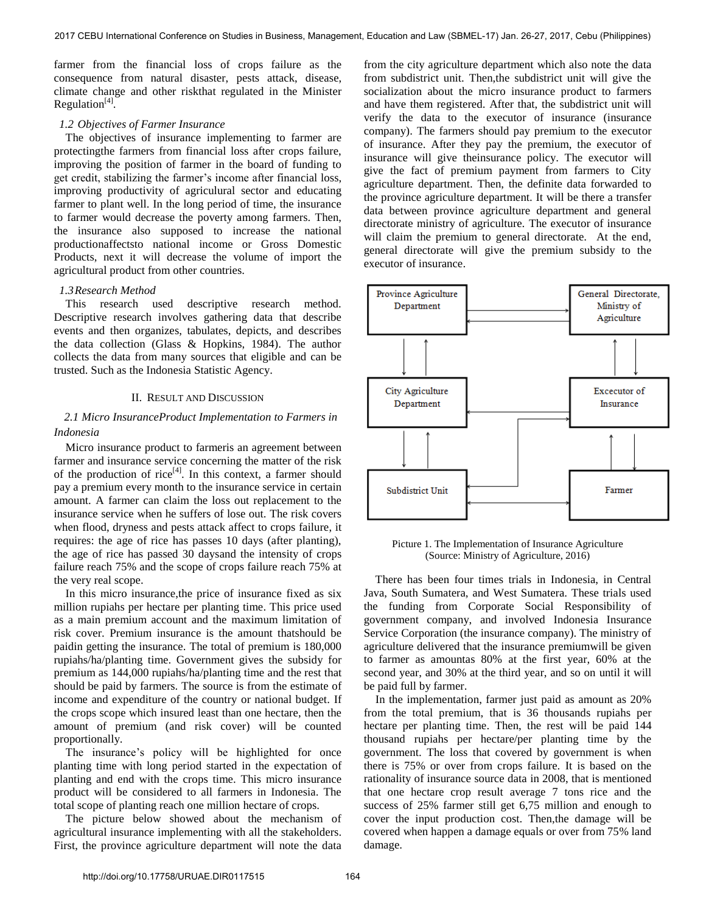farmer from the financial loss of crops failure as the consequence from natural disaster, pests attack, disease, climate change and other riskthat regulated in the Minister Regulation[4].

### 1.2 Objectives of Farmer Insurance

The objectives of insurance implementing to farmer are protectingthe farmers from financial loss after crops failure, improving the position of farmer in the board of funding to get credit, stabilizing the farmer's income after financial loss, improving productivity of agricultural sector and educating farmer to plant well. In the long period of time, the insurance to farmer would decrease the poverty among farmers. Then, the insurance also supposed to increase the national productionaffectsto national income or Gross Domestic Products, next it will decrease the volume of import the agricultural product from other countries.

### 1.3 Research Method

This research used descriptive research method. Descriptive research involves gathering data that describe events and then organizes, tabulates, depicts, and describes the data collection (Glass & Hopkins, 1984). The author collects the data from many sources that eligible and can be trusted. Such as the Indonesia Statistic Agency.

## II. Result and Discussion

### 2.1 Micro InsuranceProduct Implementation to Farmers in Indonesia

Micro insurance product to farmeris an agreement between farmer and insurance service concerning the matter of the risk of the production of rice[4]. In this context, a farmer should pay a premium every month to the insurance service in certain amount. A farmer can claim the loss out replacement to the insurance service when he suffers of lose out. The risk covers when flood, dryness and pests attack affect to crops failure, it requires: the age of rice has passes 10 days (after planting), the age of rice has passed 30 daysand the intensity of crops failure reach 75% and the scope of crops failure reach 75% at the very real scope.

In this micro insurance,the price of insurance fixed as six million rupiahs per hectare per planting time. This price used as a main premium account and the maximum limitation of risk cover. Premium insurance is the amount thatshould be paidin getting the insurance. The total of premium is 180,000 rupiahs/ha/planting time. Government gives the subsidy for premium as 144,000 rupiahs/ha/planting time and the rest that should be paid by farmers. The source is from the estimate of income and expenditure of the country or national budget. If the crops scope which insured least than one hectare, then the amount of premium (and risk cover) will be counted proportionally.

The insurance's policy will be highlighted for once planting time with long period started in the expectation of planting and end with the crops time. This micro insurance product will be considered to all farmers in Indonesia. The total scope of planting reach one million hectare of crops.

The picture below showed about the mechanism of agricultural insurance implementing with all the stakeholders. First, the province agriculture department will note the data from the city agriculture department which also note the data from subdistrict unit. Then,the subdistrict unit will give the socialization about the micro insurance product to farmers and have them registered. After that, the subdistrict unit will verify the data to the executor of insurance (insurance company). The farmers should pay premium to the executor of insurance. After they pay the premium, the executor of insurance will give theinsurance policy. The executor will give the fact of premium payment from farmers to City agriculture department. Then, the definite data forwarded to the province agriculture department. It will be there a transfer data between province agriculture department and general directorate ministry of agriculture. The executor of insurance will claim the premium to general directorate. At the end, general directorate will give the premium subsidy to the executor of insurance.

Province Agriculture Department

General Directorate, Ministry of Agriculture

City Agriculture Department

Excecutor of Insurance

Subdistrict Unit

Farmer

Picture 1. The Implementation of Insurance Agriculture
(Source: Ministry of Agriculture, 2016)

There has been four times trials in Indonesia, in Central Java, South Sumatera, and West Sumatera. These trials used the funding from Corporate Social Responsibility of government company, and involved Indonesia Insurance Service Corporation (the insurance company). The ministry of agriculture delivered that the insurance premiumwill be given to farmer as amountas 80% at the first year, 60% at the second year, and 30% at the third year, and so on until it will be paid full by farmer.

In the implementation, farmer just paid as amount as 20% from the total premium, that is 36 thousands rupiahs per hectare per planting time. Then, the rest will be paid 144 thousand rupiahs per hectare/per planting time by the government. The loss that covered by government is when there is 75% or over from crops failure. It is based on the rationality of insurance source data in 2008, that is mentioned that one hectare crop result average 7 tons rice and the success of 25% farmer still get 6,75 million and enough to cover the input production cost. Then,the damage will be covered when happen a damage equals or over from 75% land damage.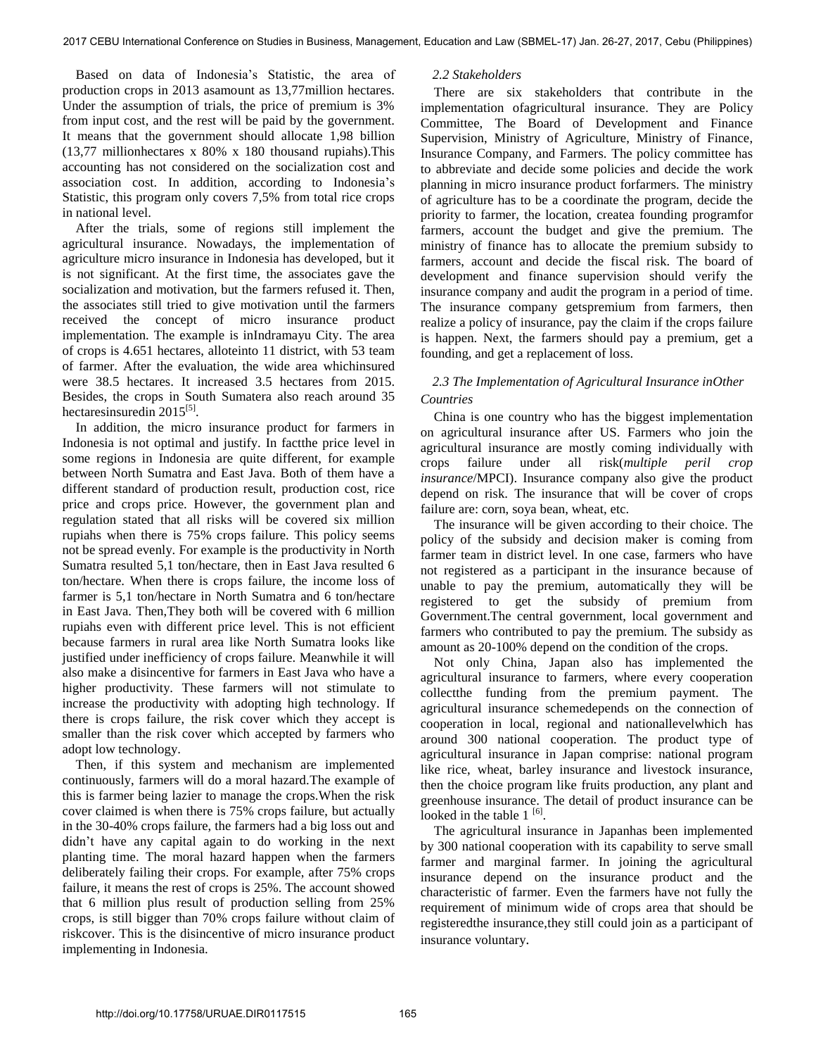Based on data of Indonesia's Statistic, the area of production crops in 2013 asamount as 13,77million hectares. Under the assumption of trials, the price of premium is 3% from input cost, and the rest will be paid by the government. It means that the government should allocate 1,98 billion (13,77 millionhectares x 80% x 180 thousand rupiahs).This accounting has not considered on the socialization cost and association cost. In addition, according to Indonesia's Statistic, this program only covers 7,5% from total rice crops in national level.

After the trials, some of regions still implement the agricultural insurance. Nowadays, the implementation of agriculture micro insurance in Indonesia has developed, but it is not significant. At the first time, the associates gave the socialization and motivation, but the farmers refused it. Then, the associates still tried to give motivation until the farmers received the concept of micro insurance product implementation. The example is inIndramayu City. The area of crops is 4.651 hectares, alloteinto 11 district, with 53 team of farmer. After the evaluation, the wide area whichinsured were 38.5 hectares. It increased 3.5 hectares from 2015. Besides, the crops in South Sumatera also reach around 35 hectaresinsuredin 2015[5].

In addition, the micro insurance product for farmers in Indonesia is not optimal and justify. In factthe price level in some regions in Indonesia are quite different, for example between North Sumatra and East Java. Both of them have a different standard of production result, production cost, rice price and crops price. However, the government plan and regulation stated that all risks will be covered six million rupiahs when there is 75% crops failure. This policy seems not be spread evenly. For example is the productivity in North Sumatra resulted 5,1 ton/hectare, then in East Java resulted 6 ton/hectare. When there is crops failure, the income loss of farmer is 5,1 ton/hectare in North Sumatra and 6 ton/hectare in East Java. Then,They both will be covered with 6 million rupiahs even with different price level. This is not efficient because farmers in rural area like North Sumatra looks like justified under inefficiency of crops failure. Meanwhile it will also make a disincentive for farmers in East Java who have a higher productivity. These farmers will not stimulate to increase the productivity with adopting high technology. If there is crops failure, the risk cover which they accept is smaller than the risk cover which accepted by farmers who adopt low technology.

Then, if this system and mechanism are implemented continuously, farmers will do a moral hazard.The example of this is farmer being lazier to manage the crops.When the risk cover claimed is when there is 75% crops failure, but actually in the 30-40% crops failure, the farmers had a big loss out and didn't have any capital again to do working in the next planting time. The moral hazard happen when the farmers deliberately failing their crops. For example, after 75% crops failure, it means the rest of crops is 25%. The account showed that 6 million plus result of production selling from 25% crops, is still bigger than 70% crops failure without claim of riskcover. This is the disincentive of micro insurance product implementing in Indonesia.

### *2.2 Stakeholders*

There are six stakeholders that contribute in the implementation ofagricultural insurance. They are Policy Committee, The Board of Development and Finance Supervision, Ministry of Agriculture, Ministry of Finance, Insurance Company, and Farmers. The policy committee has to abbreviate and decide some policies and decide the work planning in micro insurance product forfarmers. The ministry of agriculture has to be a coordinate the program, decide the priority to farmer, the location, createa founding programfor farmers, account the budget and give the premium. The ministry of finance has to allocate the premium subsidy to farmers, account and decide the fiscal risk. The board of development and finance supervision should verify the insurance company and audit the program in a period of time. The insurance company getspremium from farmers, then realize a policy of insurance, pay the claim if the crops failure is happen. Next, the farmers should pay a premium, get a founding, and get a replacement of loss.

### *2.3 The Implementation of Agricultural Insurance inOther Countries*

China is one country who has the biggest implementation on agricultural insurance after US. Farmers who join the agricultural insurance are mostly coming individually with crops failure under all risk(*multiple peril crop insurance*/MPCI). Insurance company also give the product depend on risk. The insurance that will be cover of crops failure are: corn, soya bean, wheat, etc.

The insurance will be given according to their choice. The policy of the subsidy and decision maker is coming from farmer team in district level. In one case, farmers who have not registered as a participant in the insurance because of unable to pay the premium, automatically they will be registered to get the subsidy of premium from Government.The central government, local government and farmers who contributed to pay the premium. The subsidy as amount as 20-100% depend on the condition of the crops.

Not only China, Japan also has implemented the agricultural insurance to farmers, where every cooperation collectthe funding from the premium payment. The agricultural insurance schemedepends on the connection of cooperation in local, regional and nationallevelwhich has around 300 national cooperation. The product type of agricultural insurance in Japan comprise: national program like rice, wheat, barley insurance and livestock insurance, then the choice program like fruits production, any plant and greenhouse insurance. The detail of product insurance can be looked in the table 1 [6].

The agricultural insurance in Japanhas been implemented by 300 national cooperation with its capability to serve small farmer and marginal farmer. In joining the agricultural insurance depend on the insurance product and the characteristic of farmer. Even the farmers have not fully the requirement of minimum wide of crops area that should be registeredthe insurance,they still could join as a participant of insurance voluntary.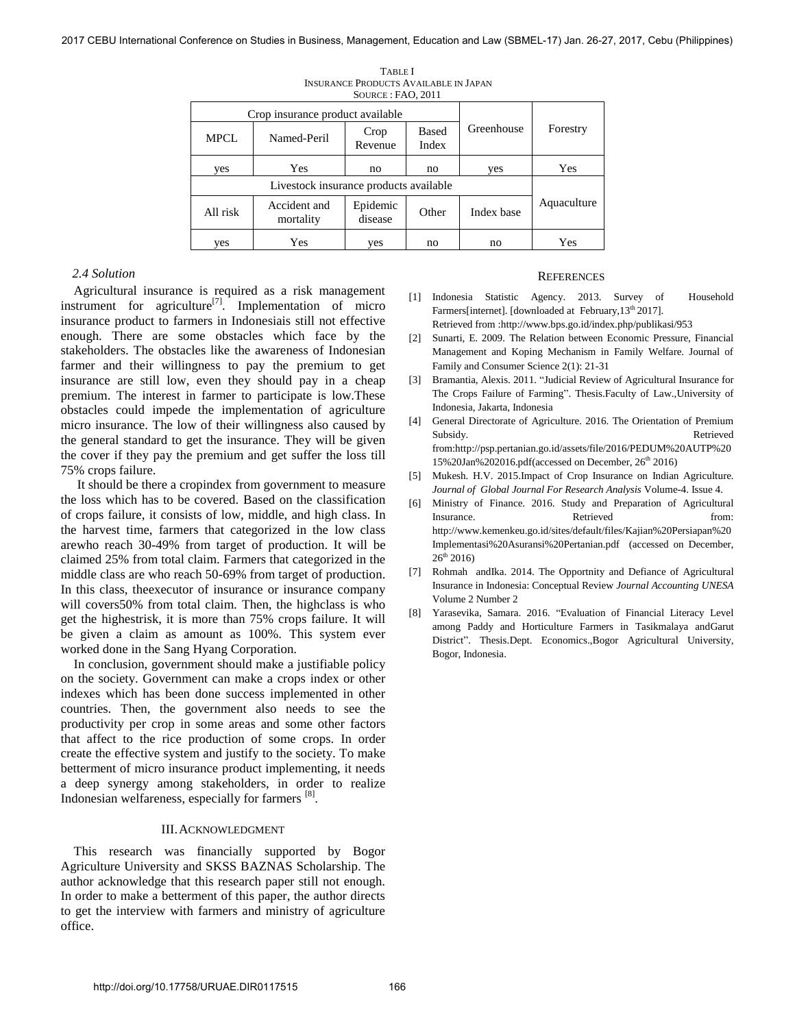TABLE I
INSURANCE PRODUCTS AVAILABLE IN JAPAN
SOURCE : FAO, 2011

| Crop insurance product available | | | | Greenhouse | Forestry |
|---|---|---|---|---|---|
| MPCL | Named-Peril | Crop Revenue | Based Index | | |
| yes | Yes | no | no | yes | Yes |
| Livestock insurance products available | | | | | Aquaculture |
| All risk | Accident and mortality | Epidemic disease | Other | Index base | |
| yes | Yes | yes | no | no | Yes |

### *2.4 Solution*

Agricultural insurance is required as a risk management instrument for agriculture[7]. Implementation of micro insurance product to farmers in Indonesiais still not effective enough. There are some obstacles which face by the stakeholders. The obstacles like the awareness of Indonesian farmer and their willingness to pay the premium to get insurance are still low, even they should pay in a cheap premium. The interest in farmer to participate is low.These obstacles could impede the implementation of agriculture micro insurance. The low of their willingness also caused by the general standard to get the insurance. They will be given the cover if they pay the premium and get suffer the loss till 75% crops failure.

It should be there a cropindex from government to measure the loss which has to be covered. Based on the classification of crops failure, it consists of low, middle, and high class. In the harvest time, farmers that categorized in the low class arewho reach 30-49% from target of production. It will be claimed 25% from total claim. Farmers that categorized in the middle class are who reach 50-69% from target of production. In this class, theexecutor of insurance or insurance company will covers50% from total claim. Then, the highclass is who get the highestrisk, it is more than 75% crops failure. It will be given a claim as amount as 100%. This system ever worked done in the Sang Hyang Corporation.

In conclusion, government should make a justifiable policy on the society. Government can make a crops index or other indexes which has been done success implemented in other countries. Then, the government also needs to see the productivity per crop in some areas and some other factors that affect to the rice production of some crops. In order create the effective system and justify to the society. To make betterment of micro insurance product implementing, it needs a deep synergy among stakeholders, in order to realize Indonesian welfareness, especially for farmers [8].

## III. ACKNOWLEDGMENT

This research was financially supported by Bogor Agriculture University and SKSS BAZNAS Scholarship. The author acknowledge that this research paper still not enough. In order to make a betterment of this paper, the author directs to get the interview with farmers and ministry of agriculture office.

## REFERENCES

[1] Indonesia Statistic Agency. 2013. Survey of Household Farmers[internet]. [downloaded at February,13th 2017]. Retrieved from :http://www.bps.go.id/index.php/publikasi/953

[2] Sunarti, E. 2009. The Relation between Economic Pressure, Financial Management and Koping Mechanism in Family Welfare. Journal of Family and Consumer Science 2(1): 21-31

[3] Bramantia, Alexis. 2011. "Judicial Review of Agricultural Insurance for The Crops Failure of Farming". Thesis.Faculty of Law.,University of Indonesia, Jakarta, Indonesia

[4] General Directorate of Agriculture. 2016. The Orientation of Premium Subsidy. Retrieved from:http://psp.pertanian.go.id/assets/file/2016/PEDUM%20AUTP%20 15%20Jan%202016.pdf(accessed on December, 26th 2016)

[5] Mukesh. H.V. 2015.Impact of Crop Insurance on Indian Agriculture. *Journal of Global Journal For Research Analysis* Volume-4. Issue 4.

[6] Ministry of Finance. 2016. Study and Preparation of Agricultural Insurance. Retrieved from: http://www.kemenkeu.go.id/sites/default/files/Kajian%20Persiapan%20 Implementasi%20Asuransi%20Pertanian.pdf (accessed on December, 26th 2016)

[7] Rohmah andIka. 2014. The Opportnity and Defiance of Agricultural Insurance in Indonesia: Conceptual Review *Journal Accounting UNESA* Volume 2 Number 2

[8] Yarasevika, Samara. 2016. "Evaluation of Financial Literacy Level among Paddy and Horticulture Farmers in Tasikmalaya andGarut District". Thesis.Dept. Economics.,Bogor Agricultural University, Bogor, Indonesia.